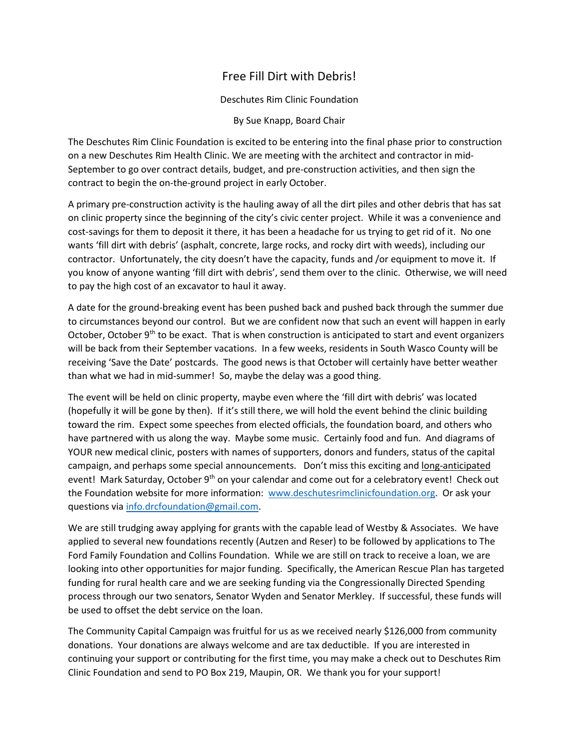# Free Fill Dirt with Debris!

Deschutes Rim Clinic Foundation

By Sue Knapp, Board Chair

The Deschutes Rim Clinic Foundation is excited to be entering into the final phase prior to construction on a new Deschutes Rim Health Clinic. We are meeting with the architect and contractor in mid-September to go over contract details, budget, and pre-construction activities, and then sign the contract to begin the on-the-ground project in early October.

A primary pre-construction activity is the hauling away of all the dirt piles and other debris that has sat on clinic property since the beginning of the city's civic center project. While it was a convenience and cost-savings for them to deposit it there, it has been a headache for us trying to get rid of it. No one wants 'fill dirt with debris' (asphalt, concrete, large rocks, and rocky dirt with weeds), including our contractor. Unfortunately, the city doesn't have the capacity, funds and /or equipment to move it. If you know of anyone wanting 'fill dirt with debris', send them over to the clinic. Otherwise, we will need to pay the high cost of an excavator to haul it away.

A date for the ground-breaking event has been pushed back and pushed back through the summer due to circumstances beyond our control. But we are confident now that such an event will happen in early October, October 9th to be exact. That is when construction is anticipated to start and event organizers will be back from their September vacations. In a few weeks, residents in South Wasco County will be receiving 'Save the Date' postcards. The good news is that October will certainly have better weather than what we had in mid-summer! So, maybe the delay was a good thing.

The event will be held on clinic property, maybe even where the 'fill dirt with debris' was located (hopefully it will be gone by then). If it's still there, we will hold the event behind the clinic building toward the rim. Expect some speeches from elected officials, the foundation board, and others who have partnered with us along the way. Maybe some music. Certainly food and fun. And diagrams of YOUR new medical clinic, posters with names of supporters, donors and funders, status of the capital campaign, and perhaps some special announcements. Don't miss this exciting and long-anticipated event! Mark Saturday, October 9th on your calendar and come out for a celebratory event! Check out the Foundation website for more information: www.deschutesrimclinicfoundation.org. Or ask your questions via info.drcfoundation@gmail.com.

We are still trudging away applying for grants with the capable lead of Westby & Associates. We have applied to several new foundations recently (Autzen and Reser) to be followed by applications to The Ford Family Foundation and Collins Foundation. While we are still on track to receive a loan, we are looking into other opportunities for major funding. Specifically, the American Rescue Plan has targeted funding for rural health care and we are seeking funding via the Congressionally Directed Spending process through our two senators, Senator Wyden and Senator Merkley. If successful, these funds will be used to offset the debt service on the loan.

The Community Capital Campaign was fruitful for us as we received nearly $126,000 from community donations. Your donations are always welcome and are tax deductible. If you are interested in continuing your support or contributing for the first time, you may make a check out to Deschutes Rim Clinic Foundation and send to PO Box 219, Maupin, OR. We thank you for your support!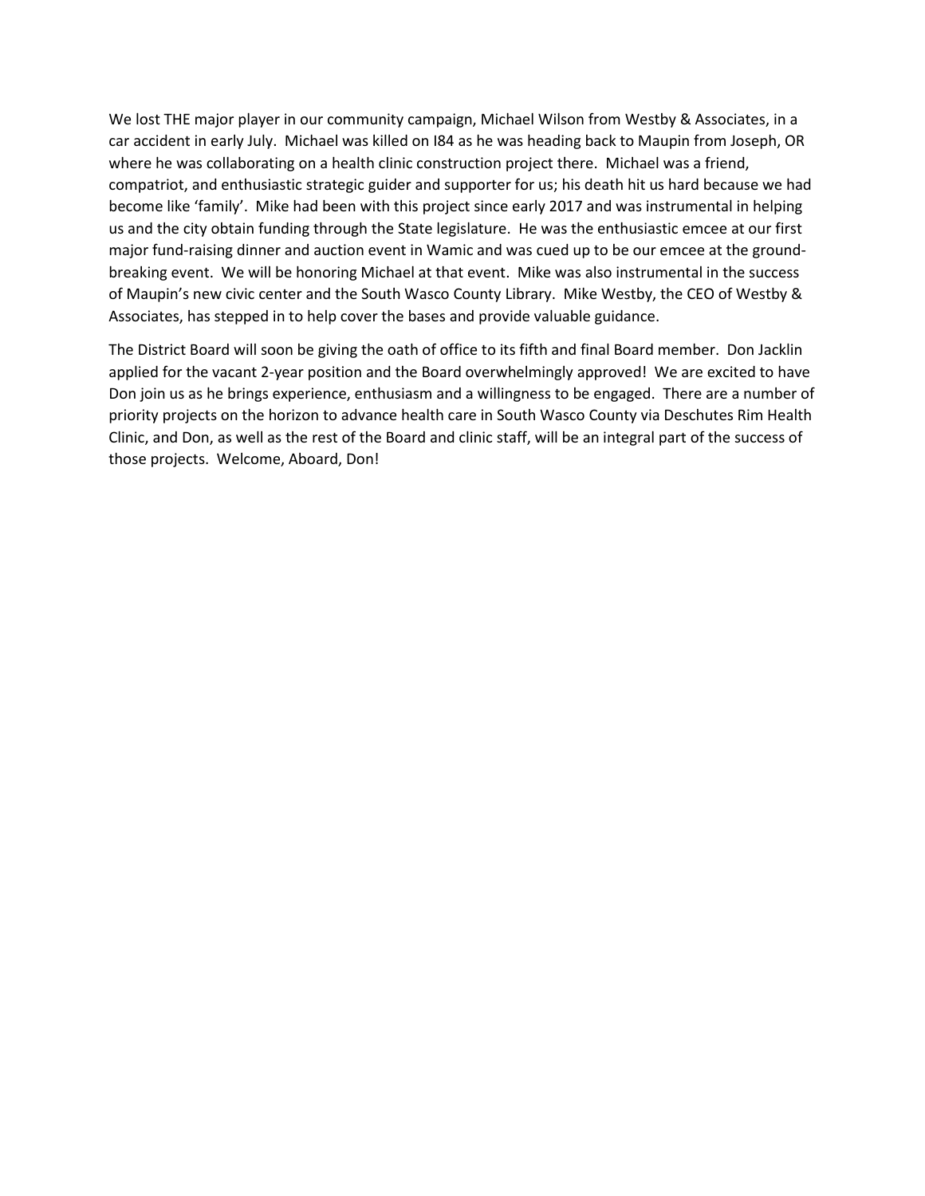We lost THE major player in our community campaign, Michael Wilson from Westby & Associates, in a car accident in early July. Michael was killed on I84 as he was heading back to Maupin from Joseph, OR where he was collaborating on a health clinic construction project there. Michael was a friend, compatriot, and enthusiastic strategic guider and supporter for us; his death hit us hard because we had become like 'family'. Mike had been with this project since early 2017 and was instrumental in helping us and the city obtain funding through the State legislature. He was the enthusiastic emcee at our first major fund-raising dinner and auction event in Wamic and was cued up to be our emcee at the ground-breaking event. We will be honoring Michael at that event. Mike was also instrumental in the success of Maupin's new civic center and the South Wasco County Library. Mike Westby, the CEO of Westby & Associates, has stepped in to help cover the bases and provide valuable guidance.

The District Board will soon be giving the oath of office to its fifth and final Board member. Don Jacklin applied for the vacant 2-year position and the Board overwhelmingly approved! We are excited to have Don join us as he brings experience, enthusiasm and a willingness to be engaged. There are a number of priority projects on the horizon to advance health care in South Wasco County via Deschutes Rim Health Clinic, and Don, as well as the rest of the Board and clinic staff, will be an integral part of the success of those projects. Welcome, Aboard, Don!